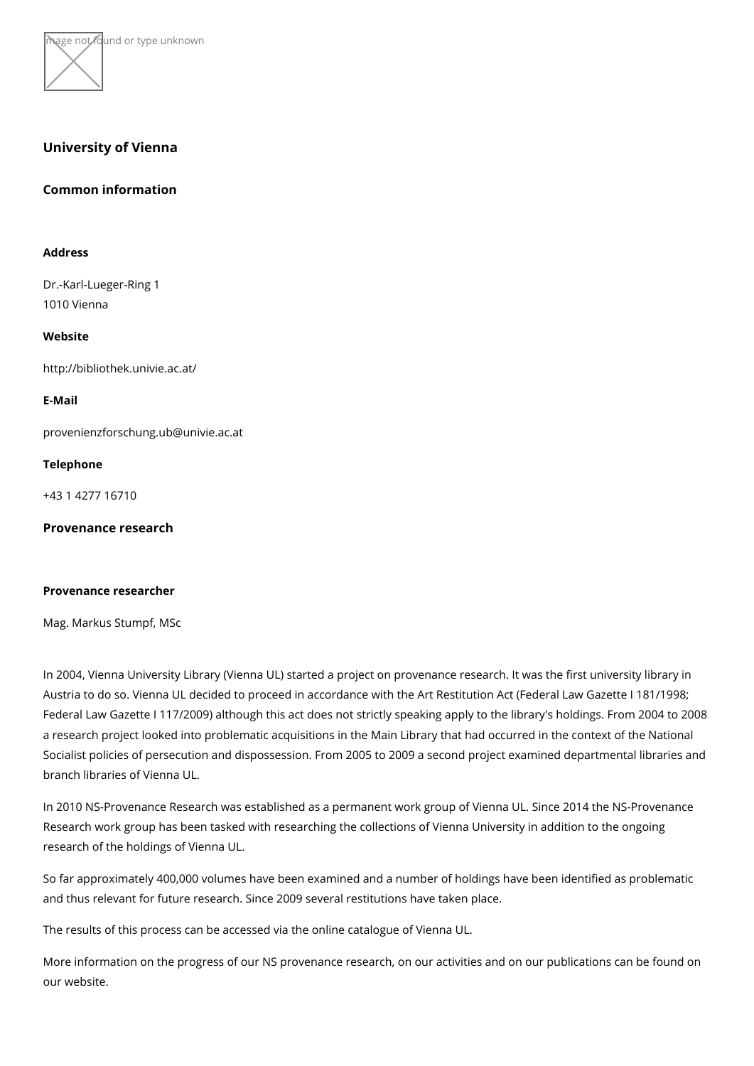## University of Vienna

### Common information

**Address**

Dr.-Karl-Lueger-Ring 1
1010 Vienna

**Website**

http://bibliothek.univie.ac.at/

**E-Mail**

provenienzforschung.ub@univie.ac.at

**Telephone**

+43 1 4277 16710

### Provenance research

**Provenance researcher**

Mag. Markus Stumpf, MSc

In 2004, Vienna University Library (Vienna UL) started a project on provenance research. It was the first university library in Austria to do so. Vienna UL decided to proceed in accordance with the Art Restitution Act (Federal Law Gazette I 181/1998; Federal Law Gazette I 117/2009) although this act does not strictly speaking apply to the library's holdings. From 2004 to 2008 a research project looked into problematic acquisitions in the Main Library that had occurred in the context of the National Socialist policies of persecution and dispossession. From 2005 to 2009 a second project examined departmental libraries and branch libraries of Vienna UL.

In 2010 NS-Provenance Research was established as a permanent work group of Vienna UL. Since 2014 the NS-Provenance Research work group has been tasked with researching the collections of Vienna University in addition to the ongoing research of the holdings of Vienna UL.

So far approximately 400,000 volumes have been examined and a number of holdings have been identified as problematic and thus relevant for future research. Since 2009 several restitutions have taken place.

The results of this process can be accessed via the online catalogue of Vienna UL.

More information on the progress of our NS provenance research, on our activities and on our publications can be found on our website.